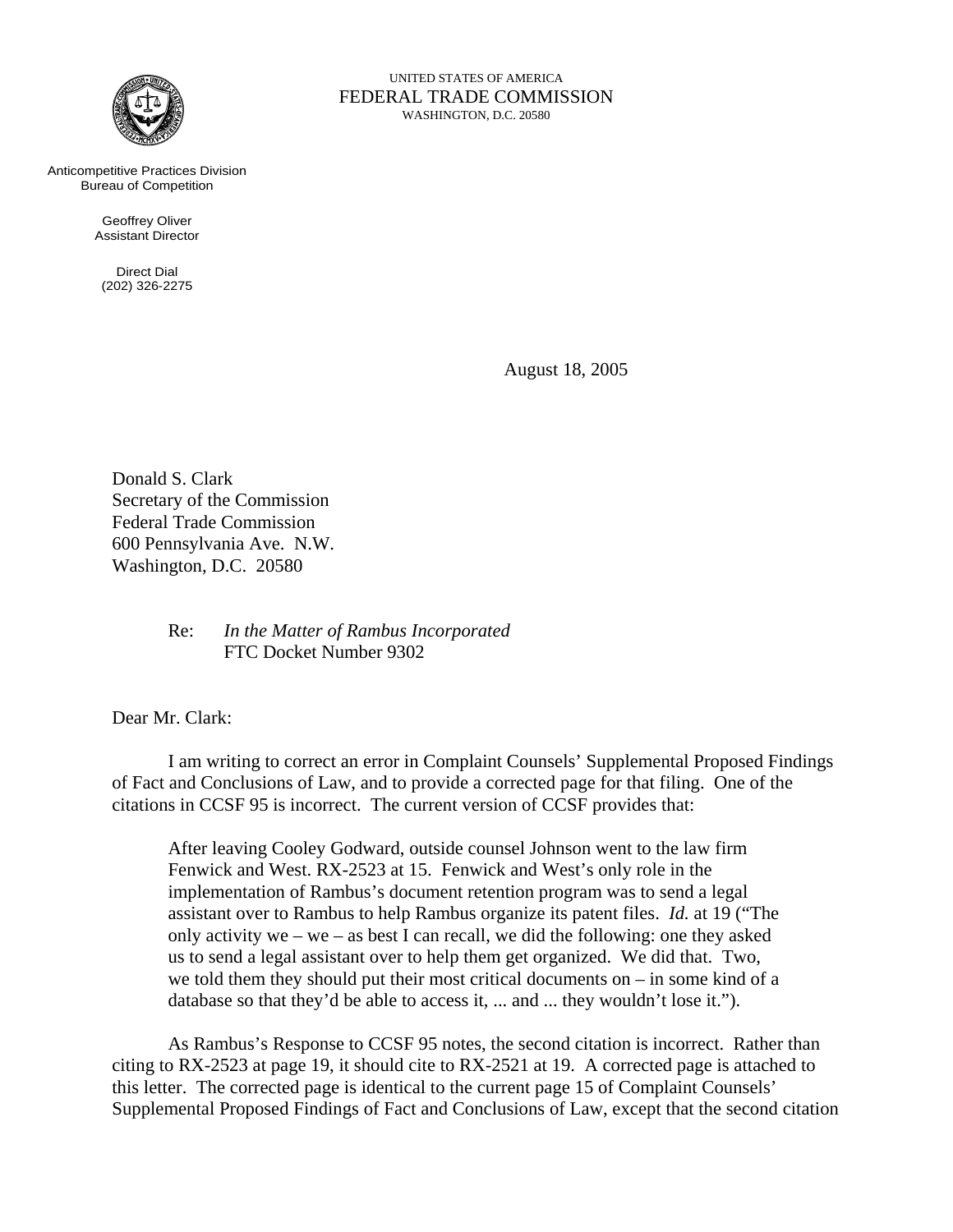UNITED STATES OF AMERICA
FEDERAL TRADE COMMISSION
WASHINGTON, D.C. 20580

Anticompetitive Practices Division
Bureau of Competition

Geoffrey Oliver
Assistant Director

Direct Dial
(202) 326-2275

August 18, 2005

Donald S. Clark
Secretary of the Commission
Federal Trade Commission
600 Pennsylvania Ave. N.W.
Washington, D.C. 20580

Re: *In the Matter of Rambus Incorporated*
FTC Docket Number 9302

Dear Mr. Clark:

I am writing to correct an error in Complaint Counsels' Supplemental Proposed Findings of Fact and Conclusions of Law, and to provide a corrected page for that filing. One of the citations in CCSF 95 is incorrect. The current version of CCSF provides that:

> After leaving Cooley Godward, outside counsel Johnson went to the law firm Fenwick and West. RX-2523 at 15. Fenwick and West's only role in the implementation of Rambus's document retention program was to send a legal assistant over to Rambus to help Rambus organize its patent files. *Id.* at 19 ("The only activity we – we – as best I can recall, we did the following: one they asked us to send a legal assistant over to help them get organized. We did that. Two, we told them they should put their most critical documents on – in some kind of a database so that they'd be able to access it, ... and ... they wouldn't lose it.").

As Rambus's Response to CCSF 95 notes, the second citation is incorrect. Rather than citing to RX-2523 at page 19, it should cite to RX-2521 at 19. A corrected page is attached to this letter. The corrected page is identical to the current page 15 of Complaint Counsels' Supplemental Proposed Findings of Fact and Conclusions of Law, except that the second citation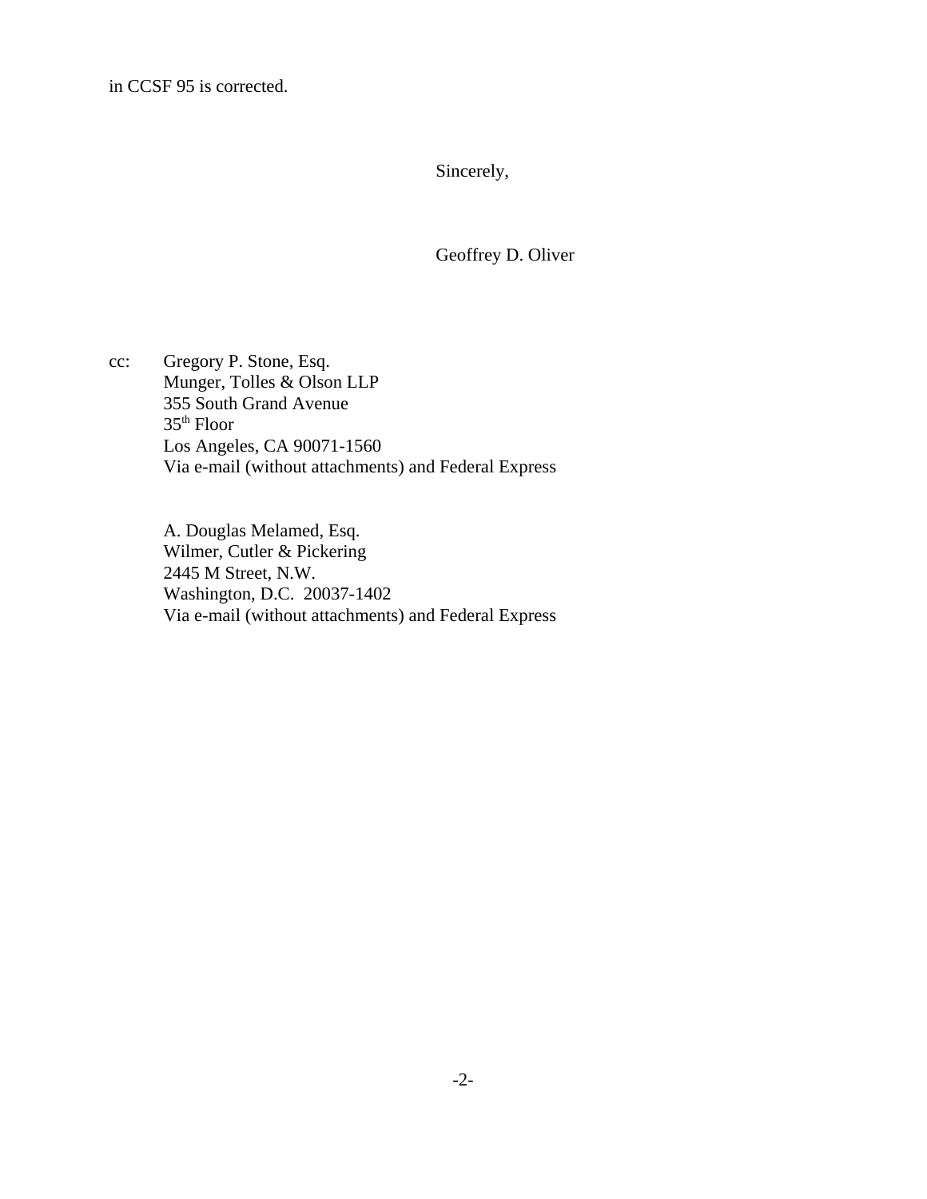in CCSF 95 is corrected.

Sincerely,

Geoffrey D. Oliver

cc: Gregory P. Stone, Esq.
Munger, Tolles & Olson LLP
355 South Grand Avenue
35th Floor
Los Angeles, CA 90071-1560
Via e-mail (without attachments) and Federal Express

A. Douglas Melamed, Esq.
Wilmer, Cutler & Pickering
2445 M Street, N.W.
Washington, D.C. 20037-1402
Via e-mail (without attachments) and Federal Express